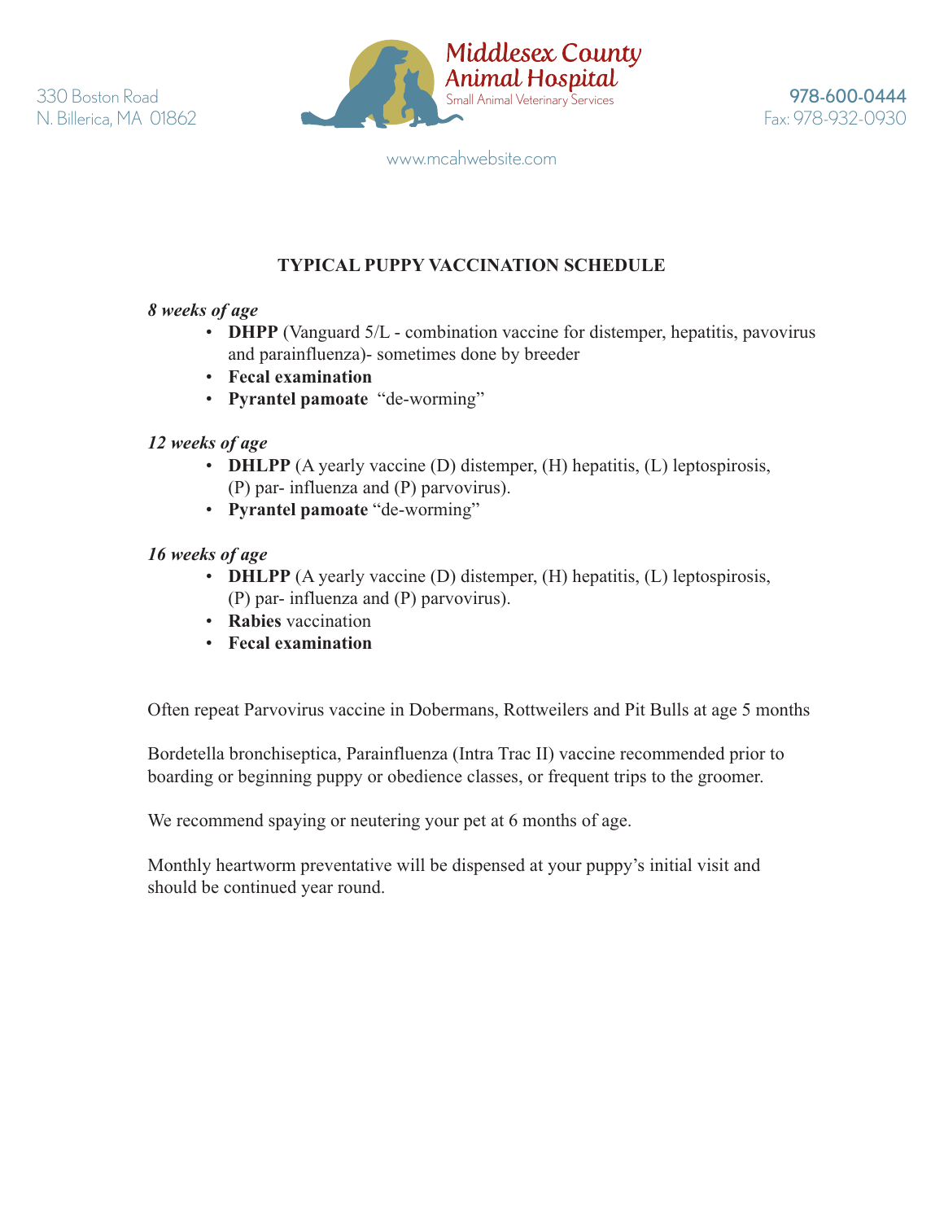330 Boston Road
N. Billerica, MA 01862

**Middlesex County Animal Hospital**
Small Animal Veterinary Services

978-600-0444
Fax: 978-932-0930

www.mcahwebsite.com

# TYPICAL PUPPY VACCINATION SCHEDULE

***8 weeks of age***

- **DHPP** (Vanguard 5/L - combination vaccine for distemper, hepatitis, pavovirus and parainfluenza)- sometimes done by breeder
- **Fecal examination**
- **Pyrantel pamoate** "de-worming"

***12 weeks of age***

- **DHLPP** (A yearly vaccine (D) distemper, (H) hepatitis, (L) leptospirosis, (P) par- influenza and (P) parvovirus).
- **Pyrantel pamoate** "de-worming"

***16 weeks of age***

- **DHLPP** (A yearly vaccine (D) distemper, (H) hepatitis, (L) leptospirosis, (P) par- influenza and (P) parvovirus).
- **Rabies** vaccination
- **Fecal examination**

Often repeat Parvovirus vaccine in Dobermans, Rottweilers and Pit Bulls at age 5 months

Bordetella bronchiseptica, Parainfluenza (Intra Trac II) vaccine recommended prior to boarding or beginning puppy or obedience classes, or frequent trips to the groomer.

We recommend spaying or neutering your pet at 6 months of age.

Monthly heartworm preventative will be dispensed at your puppy's initial visit and should be continued year round.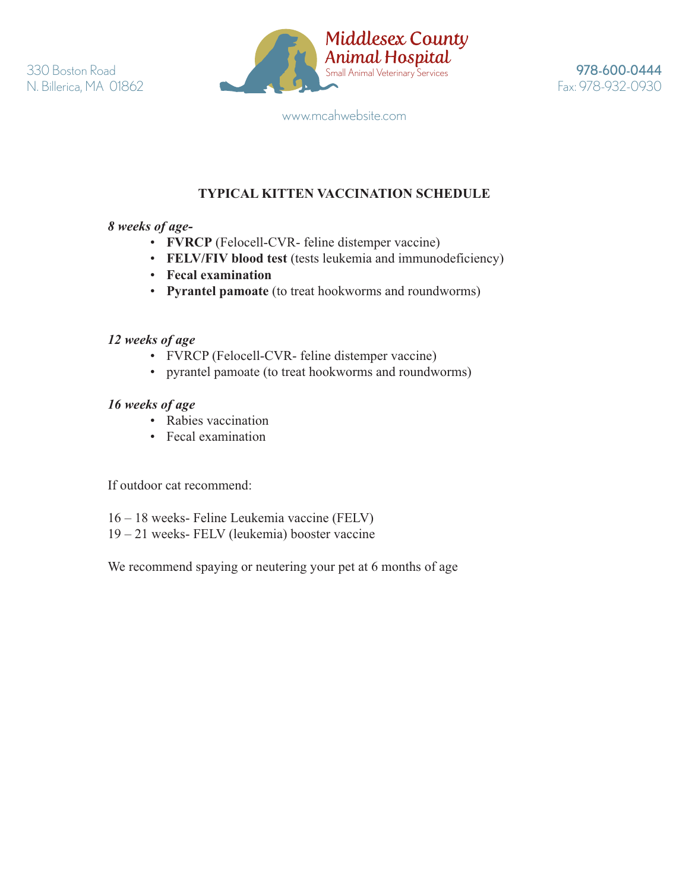330 Boston Road
N. Billerica, MA 01862

Middlesex County Animal Hospital
Small Animal Veterinary Services

978-600-0444
Fax: 978-932-0930

www.mcahwebsite.com

## TYPICAL KITTEN VACCINATION SCHEDULE

***8 weeks of age-***

- **FVRCP** (Felocell-CVR- feline distemper vaccine)
- **FELV/FIV blood test** (tests leukemia and immunodeficiency)
- **Fecal examination**
- **Pyrantel pamoate** (to treat hookworms and roundworms)

***12 weeks of age***

- FVRCP (Felocell-CVR- feline distemper vaccine)
- pyrantel pamoate (to treat hookworms and roundworms)

***16 weeks of age***

- Rabies vaccination
- Fecal examination

If outdoor cat recommend:

16 – 18 weeks- Feline Leukemia vaccine (FELV)
19 – 21 weeks- FELV (leukemia) booster vaccine

We recommend spaying or neutering your pet at 6 months of age